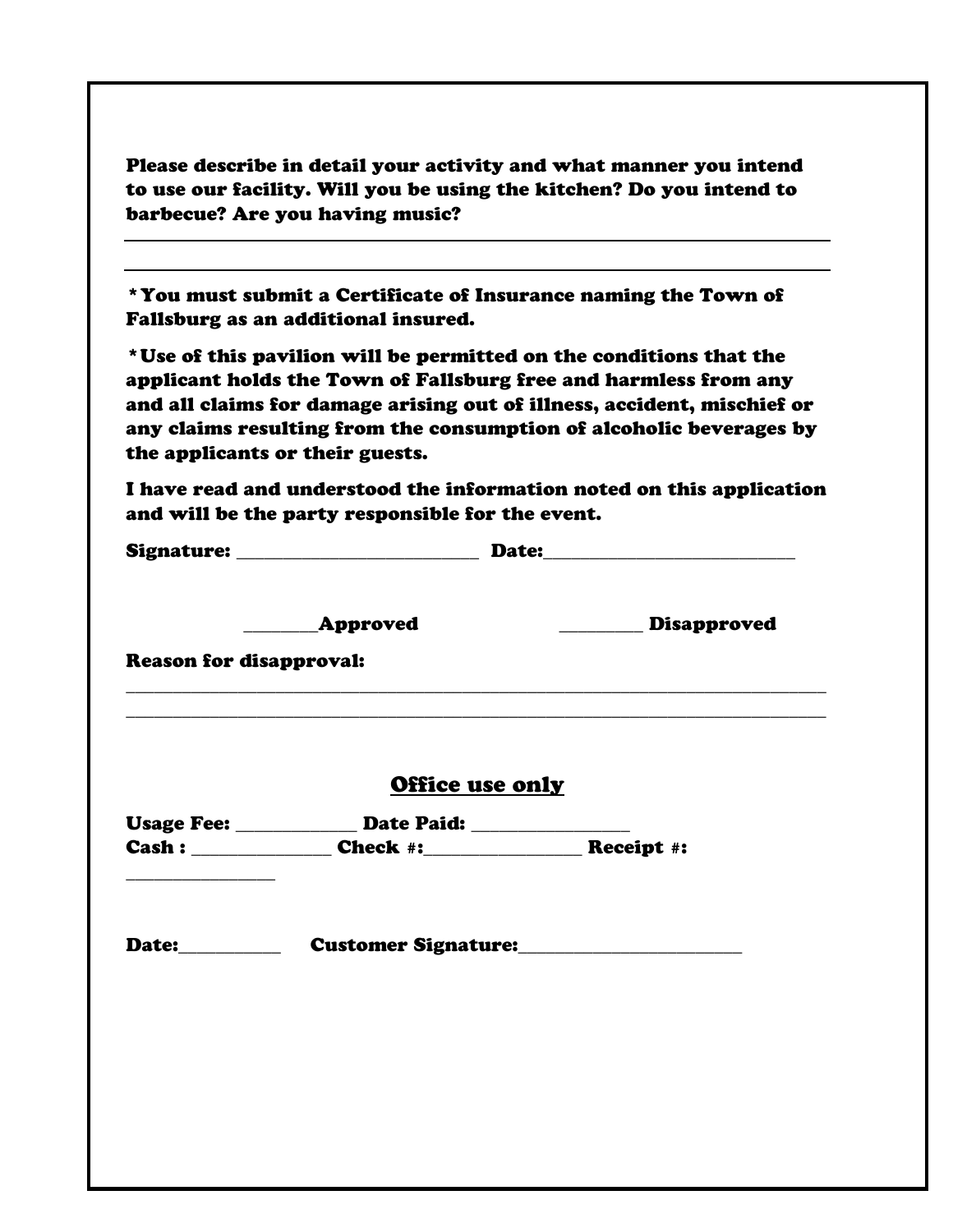**Please describe in detail your activity and what manner you intend to use our facility. Will you be using the kitchen? Do you intend to barbecue? Are you having music?**

___________________________________________________________________________

___________________________________________________________________________

**\*You must submit a Certificate of Insurance naming the Town of Fallsburg as an additional insured.**

**\*Use of this pavilion will be permitted on the conditions that the applicant holds the Town of Fallsburg free and harmless from any and all claims for damage arising out of illness, accident, mischief or any claims resulting from the consumption of alcoholic beverages by the applicants or their guests.**

**I have read and understood the information noted on this application and will be the party responsible for the event.**

**Signature:** ___________________________ **Date:**___________________________

________**Approved** _________ **Disapproved**

**Reason for disapproval:**

___________________________________________________________________________

___________________________________________________________________________

## Office use only

**Usage Fee:** _____________ **Date Paid:** _________________

**Cash :** _______________ **Check #:**_________________ **Receipt #:** ________________

**Date:**___________ **Customer Signature:**________________________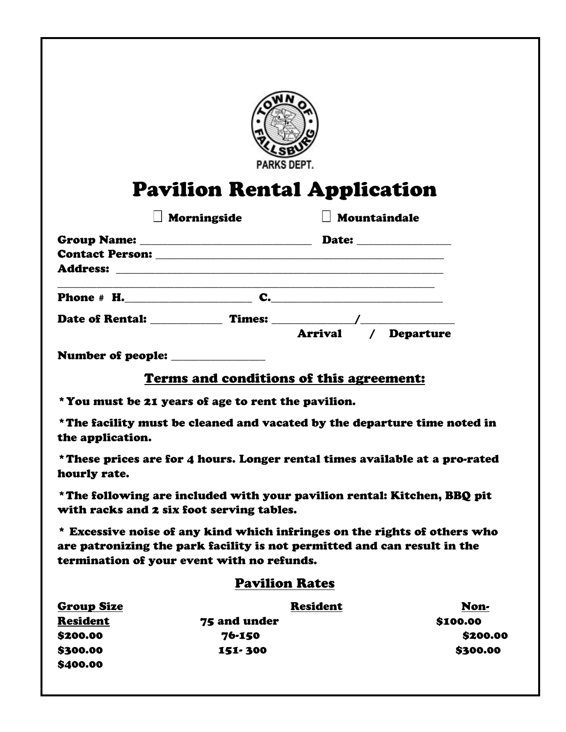TOWN OF FALLSBURG

PARKS DEPT.

# Pavilion Rental Application

☐ Morningside ☐ Mountaindale

**Group Name:** ______________________________ **Date:** ________________

**Contact Person:** ______________________________________________________

**Address:** ____________________________________________________________

____________________________________________________________________

**Phone # H.**______________________ **C.**______________________________

**Date of Rental:** ____________ **Times:** ______________/________________

**Arrival / Departure**

**Number of people:** ________________

## Terms and conditions of this agreement:

**\*You must be 21 years of age to rent the pavilion.**

**\*The facility must be cleaned and vacated by the departure time noted in the application.**

**\*These prices are for 4 hours. Longer rental times available at a pro-rated hourly rate.**

**\*The following are included with your pavilion rental: Kitchen, BBQ pit with racks and 2 six foot serving tables.**

**\* Excessive noise of any kind which infringes on the rights of others who are patronizing the park facility is not permitted and can result in the termination of your event with no refunds.**

## Pavilion Rates

| Group Size | Resident | Non-Resident |
|---|---|---|
| 75 and under | $100.00 | $200.00 |
| 76-150 | $200.00 | $300.00 |
| 151- 300 | $300.00 | $400.00 |